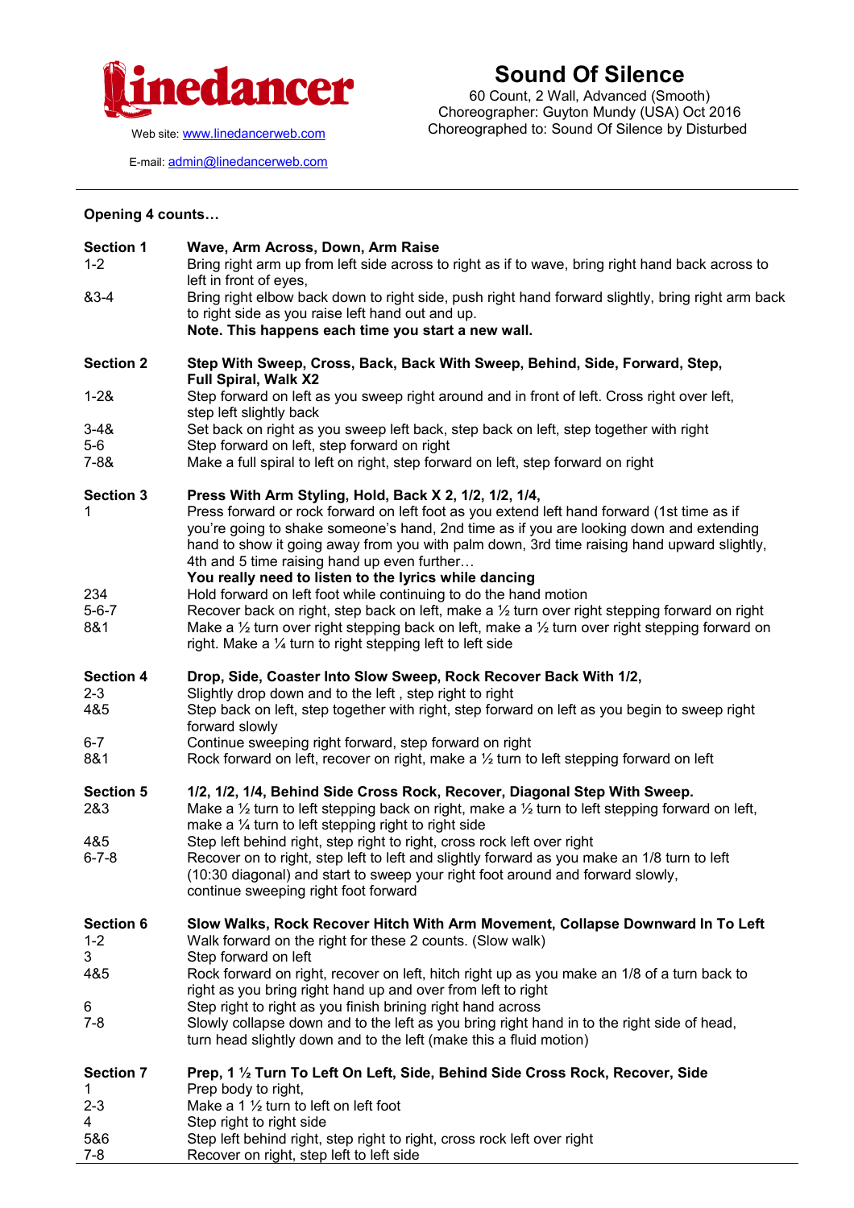Linedancer

Web site: www.linedancerweb.com

E-mail: admin@linedancerweb.com

# Sound Of Silence

60 Count, 2 Wall, Advanced (Smooth)
Choreographer: Guyton Mundy (USA) Oct 2016
Choreographed to: Sound Of Silence by Disturbed

---

**Opening 4 counts…**

| | |
|---|---|
| **Section 1** | **Wave, Arm Across, Down, Arm Raise** |
| 1-2 | Bring right arm up from left side across to right as if to wave, bring right hand back across to left in front of eyes, |
| &3-4 | Bring right elbow back down to right side, push right hand forward slightly, bring right arm back to right side as you raise left hand out and up. **Note. This happens each time you start a new wall.** |
| **Section 2** | **Step With Sweep, Cross, Back, Back With Sweep, Behind, Side, Forward, Step, Full Spiral, Walk X2** |
| 1-2& | Step forward on left as you sweep right around and in front of left. Cross right over left, step left slightly back |
| 3-4& | Set back on right as you sweep left back, step back on left, step together with right |
| 5-6 | Step forward on left, step forward on right |
| 7-8& | Make a full spiral to left on right, step forward on left, step forward on right |
| **Section 3** | **Press With Arm Styling, Hold, Back X 2, 1/2, 1/2, 1/4,** |
| 1 | Press forward or rock forward on left foot as you extend left hand forward (1st time as if you're going to shake someone's hand, 2nd time as if you are looking down and extending hand to show it going away from you with palm down, 3rd time raising hand upward slightly, 4th and 5 time raising hand up even further… **You really need to listen to the lyrics while dancing** |
| 234 | Hold forward on left foot while continuing to do the hand motion |
| 5-6-7 | Recover back on right, step back on left, make a ½ turn over right stepping forward on right |
| 8&1 | Make a ½ turn over right stepping back on left, make a ½ turn over right stepping forward on right. Make a ¼ turn to right stepping left to left side |
| **Section 4** | **Drop, Side, Coaster Into Slow Sweep, Rock Recover Back With 1/2,** |
| 2-3 | Slightly drop down and to the left , step right to right |
| 4&5 | Step back on left, step together with right, step forward on left as you begin to sweep right forward slowly |
| 6-7 | Continue sweeping right forward, step forward on right |
| 8&1 | Rock forward on left, recover on right, make a ½ turn to left stepping forward on left |
| **Section 5** | **1/2, 1/2, 1/4, Behind Side Cross Rock, Recover, Diagonal Step With Sweep.** |
| 2&3 | Make a ½ turn to left stepping back on right, make a ½ turn to left stepping forward on left, make a ¼ turn to left stepping right to right side |
| 4&5 | Step left behind right, step right to right, cross rock left over right |
| 6-7-8 | Recover on to right, step left to left and slightly forward as you make an 1/8 turn to left (10:30 diagonal) and start to sweep your right foot around and forward slowly, continue sweeping right foot forward |
| **Section 6** | **Slow Walks, Rock Recover Hitch With Arm Movement, Collapse Downward In To Left** |
| 1-2 | Walk forward on the right for these 2 counts. (Slow walk) |
| 3 | Step forward on left |
| 4&5 | Rock forward on right, recover on left, hitch right up as you make an 1/8 of a turn back to right as you bring right hand up and over from left to right |
| 6 | Step right to right as you finish brining right hand across |
| 7-8 | Slowly collapse down and to the left as you bring right hand in to the right side of head, turn head slightly down and to the left (make this a fluid motion) |
| **Section 7** | **Prep, 1 ½ Turn To Left On Left, Side, Behind Side Cross Rock, Recover, Side** |
| 1 | Prep body to right, |
| 2-3 | Make a 1 ½ turn to left on left foot |
| 4 | Step right to right side |
| 5&6 | Step left behind right, step right to right, cross rock left over right |
| 7-8 | Recover on right, step left to left side |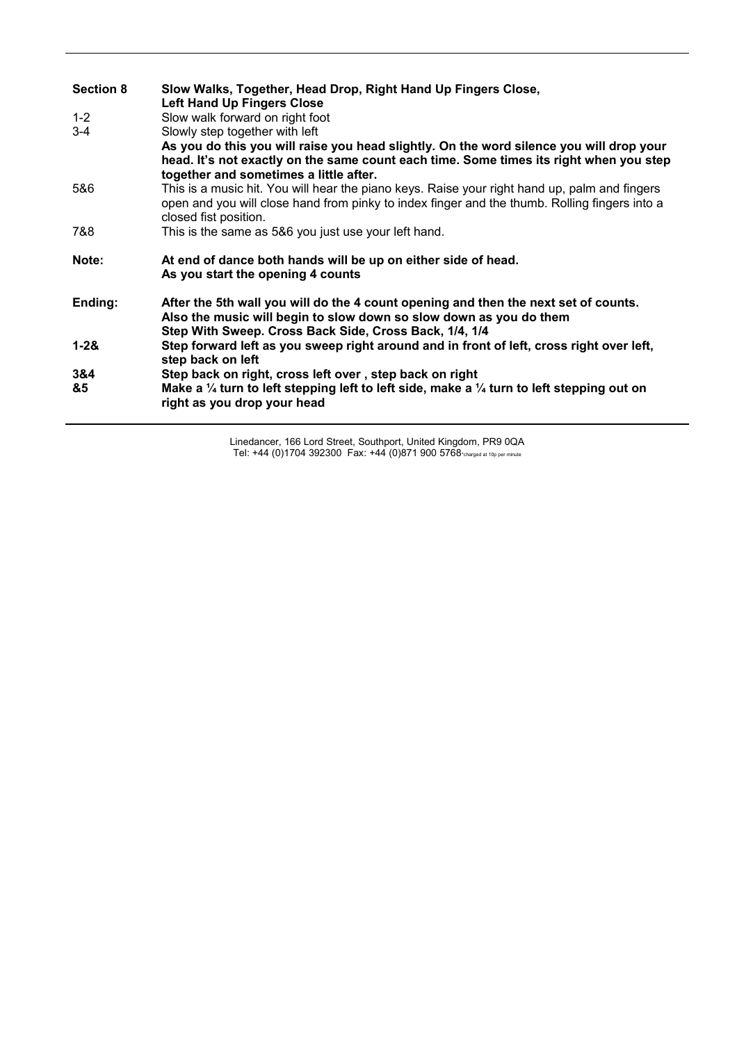| | |
|---|---|
| **Section 8** | **Slow Walks, Together, Head Drop, Right Hand Up Fingers Close, Left Hand Up Fingers Close** |
| 1-2 | Slow walk forward on right foot |
| 3-4 | Slowly step together with left<br>**As you do this you will raise you head slightly. On the word silence you will drop your head. It's not exactly on the same count each time. Some times its right when you step together and sometimes a little after.** |
| 5&6 | This is a music hit. You will hear the piano keys. Raise your right hand up, palm and fingers open and you will close hand from pinky to index finger and the thumb. Rolling fingers into a closed fist position. |
| 7&8 | This is the same as 5&6 you just use your left hand. |
| **Note:** | **At end of dance both hands will be up on either side of head.<br>As you start the opening 4 counts** |
| **Ending:** | **After the 5th wall you will do the 4 count opening and then the next set of counts.<br>Also the music will begin to slow down so slow down as you do them<br>Step With Sweep. Cross Back Side, Cross Back, 1/4, 1/4** |
| **1-2&** | **Step forward left as you sweep right around and in front of left, cross right over left, step back on left** |
| **3&4** | **Step back on right, cross left over , step back on right** |
| **&5** | **Make a ¼ turn to left stepping left to left side, make a ¼ turn to left stepping out on right as you drop your head** |

Linedancer, 166 Lord Street, Southport, United Kingdom, PR9 0QA
Tel: +44 (0)1704 392300 Fax: +44 (0)871 900 5768 *charged at 10p per minute